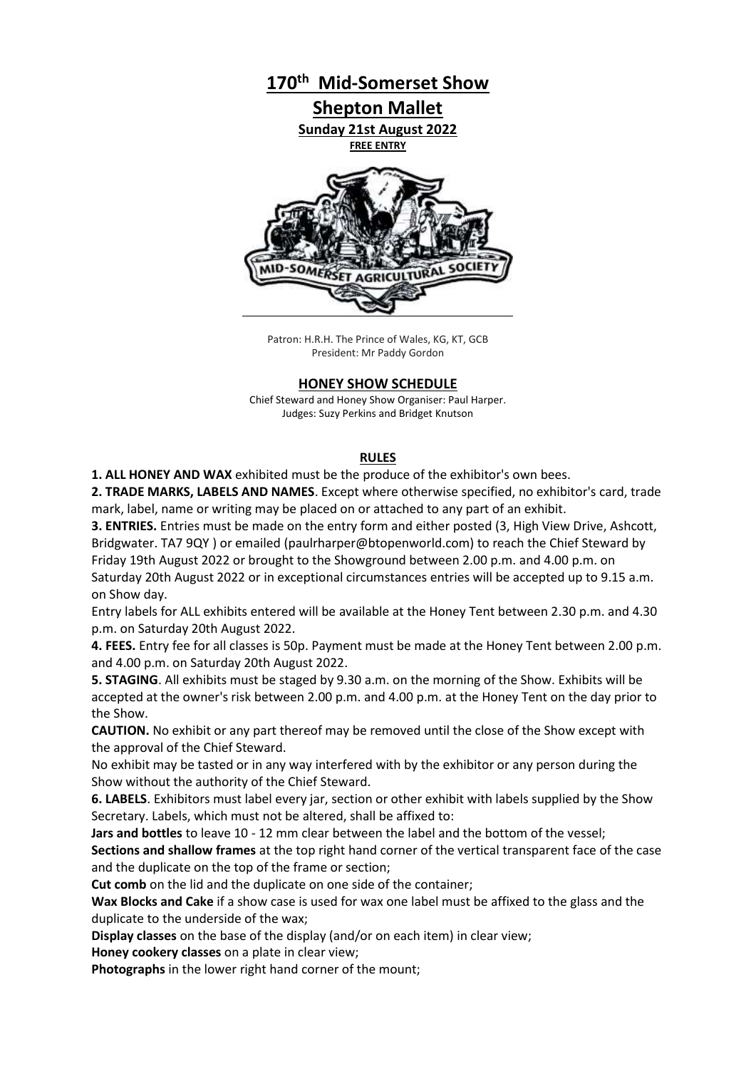# 170th Mid-Somerset Show

## Shepton Mallet

**Sunday 21st August 2022**

**FREE ENTRY**

Patron: H.R.H. The Prince of Wales, KG, KT, GCB
President: Mr Paddy Gordon

## HONEY SHOW SCHEDULE

Chief Steward and Honey Show Organiser: Paul Harper.
Judges: Suzy Perkins and Bridget Knutson

### RULES

**1. ALL HONEY AND WAX** exhibited must be the produce of the exhibitor's own bees.

**2. TRADE MARKS, LABELS AND NAMES**. Except where otherwise specified, no exhibitor's card, trade mark, label, name or writing may be placed on or attached to any part of an exhibit.

**3. ENTRIES.** Entries must be made on the entry form and either posted (3, High View Drive, Ashcott, Bridgwater. TA7 9QY ) or emailed (paulrharper@btopenworld.com) to reach the Chief Steward by Friday 19th August 2022 or brought to the Showground between 2.00 p.m. and 4.00 p.m. on Saturday 20th August 2022 or in exceptional circumstances entries will be accepted up to 9.15 a.m. on Show day.

Entry labels for ALL exhibits entered will be available at the Honey Tent between 2.30 p.m. and 4.30 p.m. on Saturday 20th August 2022.

**4. FEES.** Entry fee for all classes is 50p. Payment must be made at the Honey Tent between 2.00 p.m. and 4.00 p.m. on Saturday 20th August 2022.

**5. STAGING**. All exhibits must be staged by 9.30 a.m. on the morning of the Show. Exhibits will be accepted at the owner's risk between 2.00 p.m. and 4.00 p.m. at the Honey Tent on the day prior to the Show.

**CAUTION.** No exhibit or any part thereof may be removed until the close of the Show except with the approval of the Chief Steward.

No exhibit may be tasted or in any way interfered with by the exhibitor or any person during the Show without the authority of the Chief Steward.

**6. LABELS**. Exhibitors must label every jar, section or other exhibit with labels supplied by the Show Secretary. Labels, which must not be altered, shall be affixed to:

**Jars and bottles** to leave 10 - 12 mm clear between the label and the bottom of the vessel;

**Sections and shallow frames** at the top right hand corner of the vertical transparent face of the case and the duplicate on the top of the frame or section;

**Cut comb** on the lid and the duplicate on one side of the container;

**Wax Blocks and Cake** if a show case is used for wax one label must be affixed to the glass and the duplicate to the underside of the wax;

**Display classes** on the base of the display (and/or on each item) in clear view;

**Honey cookery classes** on a plate in clear view;

**Photographs** in the lower right hand corner of the mount;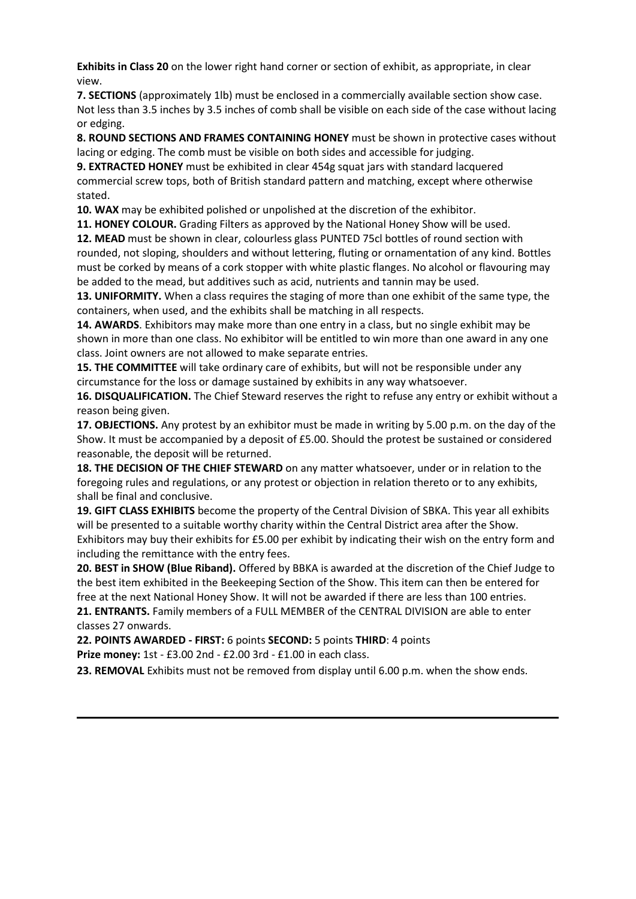**Exhibits in Class 20** on the lower right hand corner or section of exhibit, as appropriate, in clear view.

**7. SECTIONS** (approximately 1lb) must be enclosed in a commercially available section show case. Not less than 3.5 inches by 3.5 inches of comb shall be visible on each side of the case without lacing or edging.

**8. ROUND SECTIONS AND FRAMES CONTAINING HONEY** must be shown in protective cases without lacing or edging. The comb must be visible on both sides and accessible for judging.

**9. EXTRACTED HONEY** must be exhibited in clear 454g squat jars with standard lacquered commercial screw tops, both of British standard pattern and matching, except where otherwise stated.

**10. WAX** may be exhibited polished or unpolished at the discretion of the exhibitor.

**11. HONEY COLOUR.** Grading Filters as approved by the National Honey Show will be used.

**12. MEAD** must be shown in clear, colourless glass PUNTED 75cl bottles of round section with rounded, not sloping, shoulders and without lettering, fluting or ornamentation of any kind. Bottles must be corked by means of a cork stopper with white plastic flanges. No alcohol or flavouring may be added to the mead, but additives such as acid, nutrients and tannin may be used.

**13. UNIFORMITY.** When a class requires the staging of more than one exhibit of the same type, the containers, when used, and the exhibits shall be matching in all respects.

**14. AWARDS**. Exhibitors may make more than one entry in a class, but no single exhibit may be shown in more than one class. No exhibitor will be entitled to win more than one award in any one class. Joint owners are not allowed to make separate entries.

**15. THE COMMITTEE** will take ordinary care of exhibits, but will not be responsible under any circumstance for the loss or damage sustained by exhibits in any way whatsoever.

**16. DISQUALIFICATION.** The Chief Steward reserves the right to refuse any entry or exhibit without a reason being given.

**17. OBJECTIONS.** Any protest by an exhibitor must be made in writing by 5.00 p.m. on the day of the Show. It must be accompanied by a deposit of £5.00. Should the protest be sustained or considered reasonable, the deposit will be returned.

**18. THE DECISION OF THE CHIEF STEWARD** on any matter whatsoever, under or in relation to the foregoing rules and regulations, or any protest or objection in relation thereto or to any exhibits, shall be final and conclusive.

**19. GIFT CLASS EXHIBITS** become the property of the Central Division of SBKA. This year all exhibits will be presented to a suitable worthy charity within the Central District area after the Show. Exhibitors may buy their exhibits for £5.00 per exhibit by indicating their wish on the entry form and including the remittance with the entry fees.

**20. BEST in SHOW (Blue Riband).** Offered by BBKA is awarded at the discretion of the Chief Judge to the best item exhibited in the Beekeeping Section of the Show. This item can then be entered for free at the next National Honey Show. It will not be awarded if there are less than 100 entries.

**21. ENTRANTS.** Family members of a FULL MEMBER of the CENTRAL DIVISION are able to enter classes 27 onwards.

**22. POINTS AWARDED - FIRST:** 6 points **SECOND:** 5 points **THIRD**: 4 points

**Prize money:** 1st - £3.00 2nd - £2.00 3rd - £1.00 in each class.

**23. REMOVAL** Exhibits must not be removed from display until 6.00 p.m. when the show ends.

---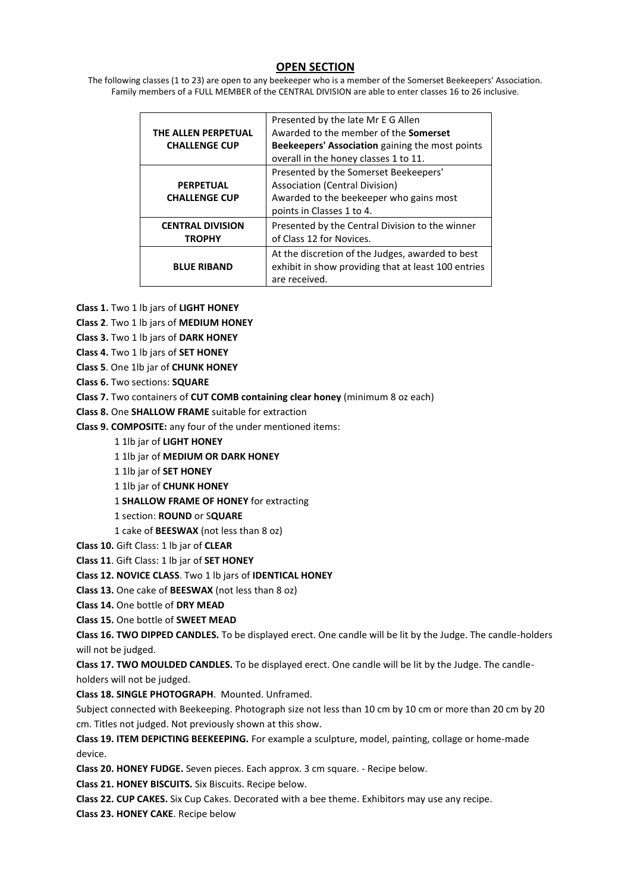## OPEN SECTION

The following classes (1 to 23) are open to any beekeeper who is a member of the Somerset Beekeepers' Association. Family members of a FULL MEMBER of the CENTRAL DIVISION are able to enter classes 16 to 26 inclusive.

| | |
|---|---|
| **THE ALLEN PERPETUAL CHALLENGE CUP** | Presented by the late Mr E G Allen<br>Awarded to the member of the **Somerset Beekeepers' Association** gaining the most points overall in the honey classes 1 to 11. |
| **PERPETUAL CHALLENGE CUP** | Presented by the Somerset Beekeepers' Association (Central Division)<br>Awarded to the beekeeper who gains most points in Classes 1 to 4. |
| **CENTRAL DIVISION TROPHY** | Presented by the Central Division to the winner of Class 12 for Novices. |
| **BLUE RIBAND** | At the discretion of the Judges, awarded to best exhibit in show providing that at least 100 entries are received. |

**Class 1.** Two 1 lb jars of **LIGHT HONEY**

**Class 2**. Two 1 lb jars of **MEDIUM HONEY**

**Class 3.** Two 1 lb jars of **DARK HONEY**

**Class 4.** Two 1 lb jars of **SET HONEY**

**Class 5**. One 1lb jar of **CHUNK HONEY**

**Class 6.** Two sections: **SQUARE**

**Class 7.** Two containers of **CUT COMB containing clear honey** (minimum 8 oz each)

**Class 8.** One **SHALLOW FRAME** suitable for extraction

**Class 9. COMPOSITE:** any four of the under mentioned items:

- 1 1lb jar of **LIGHT HONEY**
- 1 1lb jar of **MEDIUM OR DARK HONEY**
- 1 1lb jar of **SET HONEY**
- 1 1lb jar of **CHUNK HONEY**
- 1 **SHALLOW FRAME OF HONEY** for extracting
- 1 section: **ROUND** or S**QUARE**
- 1 cake of **BEESWAX** (not less than 8 oz)

**Class 10.** Gift Class: 1 lb jar of **CLEAR**

**Class 11**. Gift Class: 1 lb jar of **SET HONEY**

**Class 12. NOVICE CLASS**. Two 1 lb jars of **IDENTICAL HONEY**

**Class 13.** One cake of **BEESWAX** (not less than 8 oz)

**Class 14.** One bottle of **DRY MEAD**

**Class 15.** One bottle of **SWEET MEAD**

**Class 16. TWO DIPPED CANDLES.** To be displayed erect. One candle will be lit by the Judge. The candle-holders will not be judged.

**Class 17. TWO MOULDED CANDLES.** To be displayed erect. One candle will be lit by the Judge. The candle-holders will not be judged.

**Class 18. SINGLE PHOTOGRAPH**. Mounted. Unframed.
Subject connected with Beekeeping. Photograph size not less than 10 cm by 10 cm or more than 20 cm by 20 cm. Titles not judged. Not previously shown at this show.

**Class 19. ITEM DEPICTING BEEKEEPING.** For example a sculpture, model, painting, collage or home-made device.

**Class 20. HONEY FUDGE.** Seven pieces. Each approx. 3 cm square. - Recipe below.

**Class 21. HONEY BISCUITS.** Six Biscuits. Recipe below.

**Class 22. CUP CAKES.** Six Cup Cakes. Decorated with a bee theme. Exhibitors may use any recipe.

**Class 23. HONEY CAKE**. Recipe below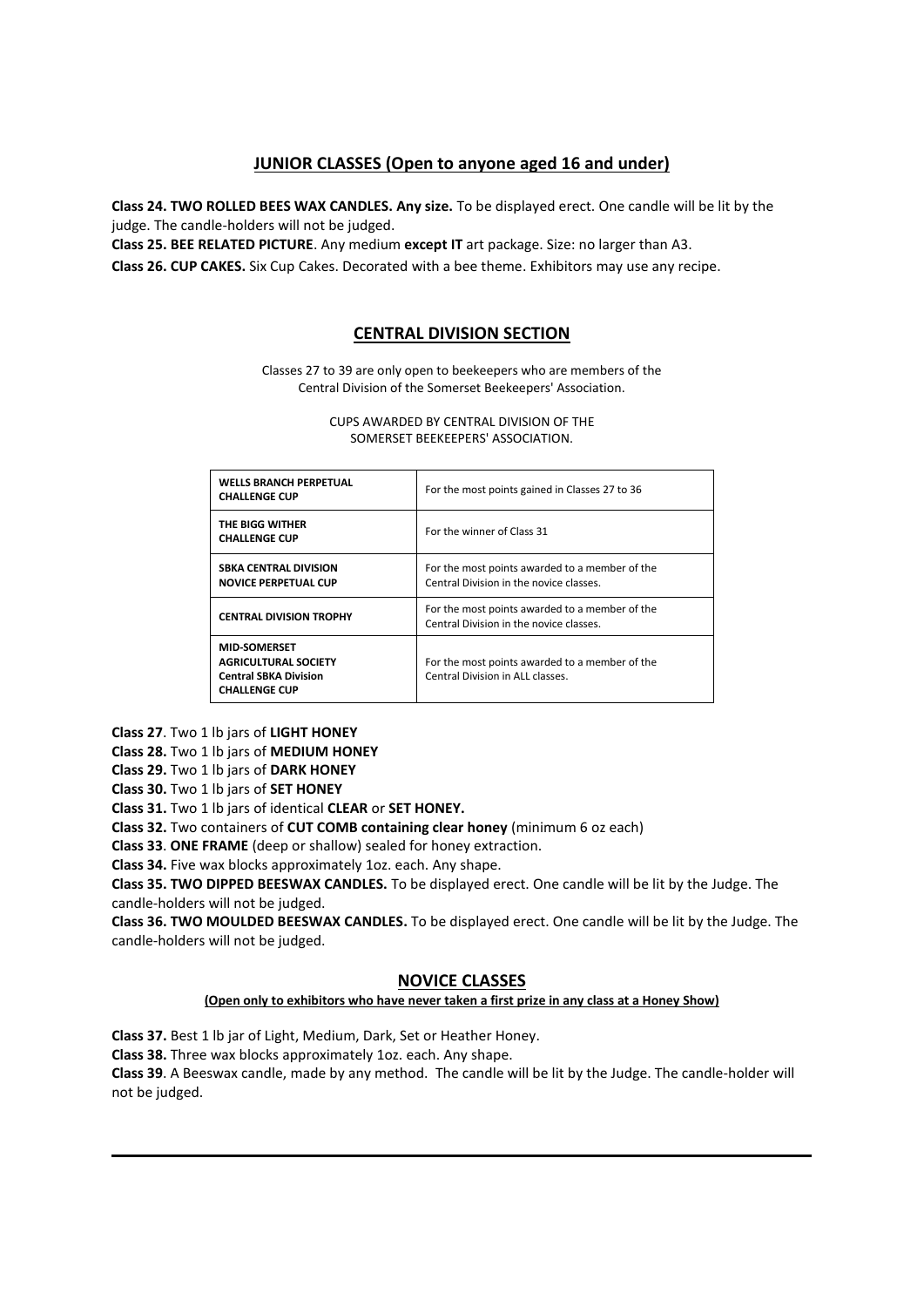## JUNIOR CLASSES (Open to anyone aged 16 and under)

**Class 24. TWO ROLLED BEES WAX CANDLES. Any size.** To be displayed erect. One candle will be lit by the judge. The candle-holders will not be judged.

**Class 25. BEE RELATED PICTURE**. Any medium **except IT** art package. Size: no larger than A3.

**Class 26. CUP CAKES.** Six Cup Cakes. Decorated with a bee theme. Exhibitors may use any recipe.

## CENTRAL DIVISION SECTION

Classes 27 to 39 are only open to beekeepers who are members of the Central Division of the Somerset Beekeepers' Association.

CUPS AWARDED BY CENTRAL DIVISION OF THE SOMERSET BEEKEEPERS' ASSOCIATION.

| Cup | Awarded for |
|---|---|
| **WELLS BRANCH PERPETUAL CHALLENGE CUP** | For the most points gained in Classes 27 to 36 |
| **THE BIGG WITHER CHALLENGE CUP** | For the winner of Class 31 |
| **SBKA CENTRAL DIVISION NOVICE PERPETUAL CUP** | For the most points awarded to a member of the Central Division in the novice classes. |
| **CENTRAL DIVISION TROPHY** | For the most points awarded to a member of the Central Division in the novice classes. |
| **MID-SOMERSET AGRICULTURAL SOCIETY Central SBKA Division CHALLENGE CUP** | For the most points awarded to a member of the Central Division in ALL classes. |

**Class 27**. Two 1 lb jars of **LIGHT HONEY**

**Class 28.** Two 1 lb jars of **MEDIUM HONEY**

**Class 29.** Two 1 lb jars of **DARK HONEY**

**Class 30.** Two 1 lb jars of **SET HONEY**

**Class 31.** Two 1 lb jars of identical **CLEAR** or **SET HONEY.**

**Class 32.** Two containers of **CUT COMB containing clear honey** (minimum 6 oz each)

**Class 33**. **ONE FRAME** (deep or shallow) sealed for honey extraction.

**Class 34.** Five wax blocks approximately 1oz. each. Any shape.

**Class 35. TWO DIPPED BEESWAX CANDLES.** To be displayed erect. One candle will be lit by the Judge. The candle-holders will not be judged.

**Class 36. TWO MOULDED BEESWAX CANDLES.** To be displayed erect. One candle will be lit by the Judge. The candle-holders will not be judged.

## NOVICE CLASSES

**(Open only to exhibitors who have never taken a first prize in any class at a Honey Show)**

**Class 37.** Best 1 lb jar of Light, Medium, Dark, Set or Heather Honey.

**Class 38.** Three wax blocks approximately 1oz. each. Any shape.

**Class 39**. A Beeswax candle, made by any method. The candle will be lit by the Judge. The candle-holder will not be judged.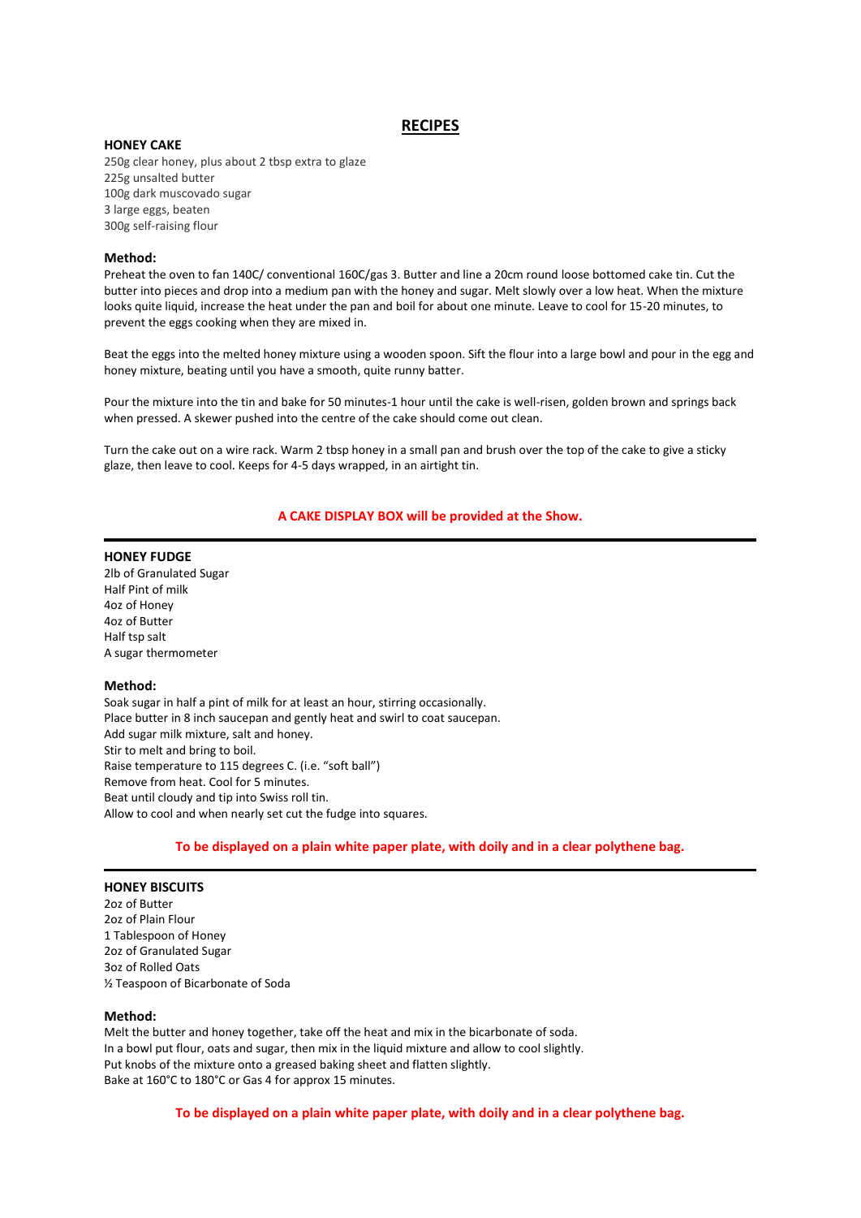# RECIPES

## HONEY CAKE

250g clear honey, plus about 2 tbsp extra to glaze
225g unsalted butter
100g dark muscovado sugar
3 large eggs, beaten
300g self-raising flour

### Method:

Preheat the oven to fan 140C/ conventional 160C/gas 3. Butter and line a 20cm round loose bottomed cake tin. Cut the butter into pieces and drop into a medium pan with the honey and sugar. Melt slowly over a low heat. When the mixture looks quite liquid, increase the heat under the pan and boil for about one minute. Leave to cool for 15-20 minutes, to prevent the eggs cooking when they are mixed in.

Beat the eggs into the melted honey mixture using a wooden spoon. Sift the flour into a large bowl and pour in the egg and honey mixture, beating until you have a smooth, quite runny batter.

Pour the mixture into the tin and bake for 50 minutes-1 hour until the cake is well-risen, golden brown and springs back when pressed. A skewer pushed into the centre of the cake should come out clean.

Turn the cake out on a wire rack. Warm 2 tbsp honey in a small pan and brush over the top of the cake to give a sticky glaze, then leave to cool. Keeps for 4-5 days wrapped, in an airtight tin.

**A CAKE DISPLAY BOX will be provided at the Show.**

---

## HONEY FUDGE

2lb of Granulated Sugar
Half Pint of milk
4oz of Honey
4oz of Butter
Half tsp salt
A sugar thermometer

### Method:

Soak sugar in half a pint of milk for at least an hour, stirring occasionally.
Place butter in 8 inch saucepan and gently heat and swirl to coat saucepan.
Add sugar milk mixture, salt and honey.
Stir to melt and bring to boil.
Raise temperature to 115 degrees C. (i.e. "soft ball")
Remove from heat. Cool for 5 minutes.
Beat until cloudy and tip into Swiss roll tin.
Allow to cool and when nearly set cut the fudge into squares.

**To be displayed on a plain white paper plate, with doily and in a clear polythene bag.**

---

## HONEY BISCUITS

2oz of Butter
2oz of Plain Flour
1 Tablespoon of Honey
2oz of Granulated Sugar
3oz of Rolled Oats
½ Teaspoon of Bicarbonate of Soda

### Method:

Melt the butter and honey together, take off the heat and mix in the bicarbonate of soda.
In a bowl put flour, oats and sugar, then mix in the liquid mixture and allow to cool slightly.
Put knobs of the mixture onto a greased baking sheet and flatten slightly.
Bake at 160°C to 180°C or Gas 4 for approx 15 minutes.

**To be displayed on a plain white paper plate, with doily and in a clear polythene bag.**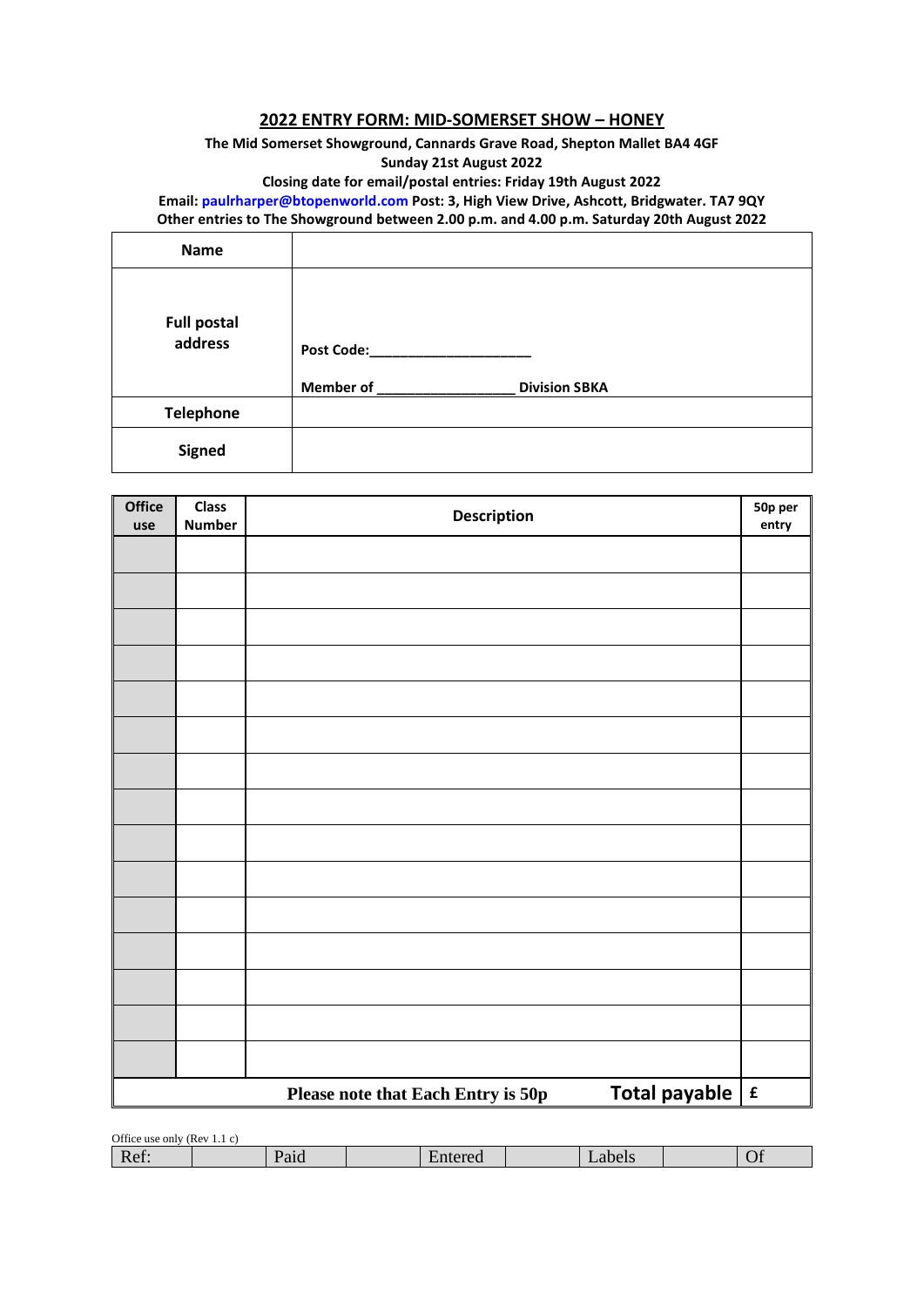## 2022 ENTRY FORM: MID-SOMERSET SHOW – HONEY

**The Mid Somerset Showground, Cannards Grave Road, Shepton Mallet BA4 4GF**
**Sunday 21st August 2022**
**Closing date for email/postal entries: Friday 19th August 2022**
**Email: paulrharper@btopenworld.com Post: 3, High View Drive, Ashcott, Bridgwater. TA7 9QY**
**Other entries to The Showground between 2.00 p.m. and 4.00 p.m. Saturday 20th August 2022**

| | |
|---|---|
| **Name** | |
| **Full postal address** | **Post Code:**___________________<br><br>**Member of** ________________ **Division SBKA** |
| **Telephone** | |
| **Signed** | |

| Office use | Class Number | Description | 50p per entry |
|---|---|---|---|
| | | | |
| | | | |
| | | | |
| | | | |
| | | | |
| | | | |
| | | | |
| | | | |
| | | | |
| | | | |
| | | | |
| | | | |
| | | | |
| | | | |
| | | | |
| | | **Please note that Each Entry is 50p** **Total payable** | **£** |

Office use only (Rev 1.1 c)

| Ref: | | Paid | | Entered | | Labels | | Of |
|---|---|---|---|---|---|---|---|---|